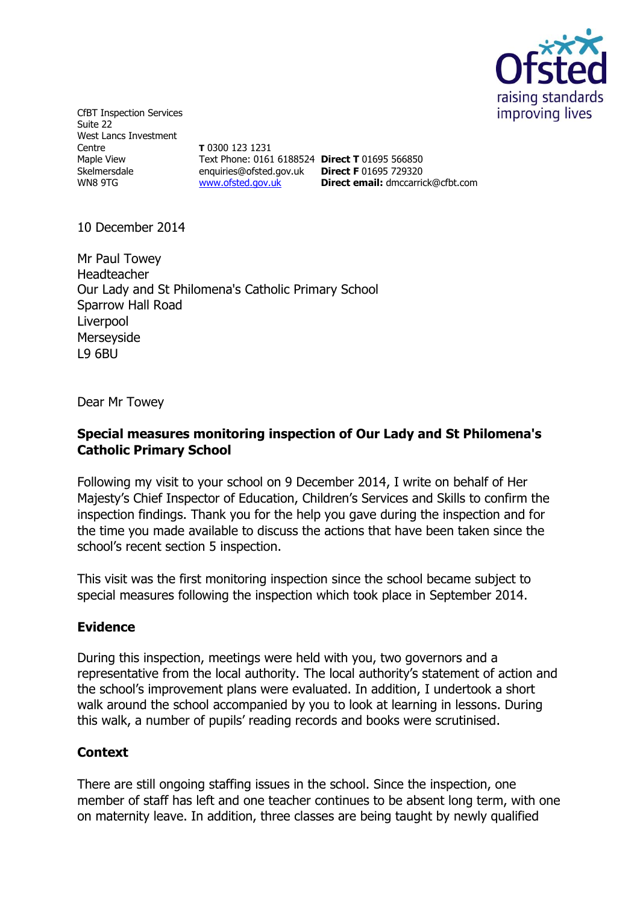CfBT Inspection Services
Suite 22
West Lancs Investment Centre
Maple View
Skelmersdale
WN8 9TG

**T** 0300 123 1231
Text Phone: 0161 6188524
enquiries@ofsted.gov.uk
www.ofsted.gov.uk

**Direct T** 01695 566850
**Direct F** 01695 729320
**Direct email:** dmccarrick@cfbt.com

10 December 2014

Mr Paul Towey
Headteacher
Our Lady and St Philomena's Catholic Primary School
Sparrow Hall Road
Liverpool
Merseyside
L9 6BU

Dear Mr Towey

**Special measures monitoring inspection of Our Lady and St Philomena's Catholic Primary School**

Following my visit to your school on 9 December 2014, I write on behalf of Her Majesty's Chief Inspector of Education, Children's Services and Skills to confirm the inspection findings. Thank you for the help you gave during the inspection and for the time you made available to discuss the actions that have been taken since the school's recent section 5 inspection.

This visit was the first monitoring inspection since the school became subject to special measures following the inspection which took place in September 2014.

## Evidence

During this inspection, meetings were held with you, two governors and a representative from the local authority. The local authority's statement of action and the school's improvement plans were evaluated. In addition, I undertook a short walk around the school accompanied by you to look at learning in lessons. During this walk, a number of pupils' reading records and books were scrutinised.

## Context

There are still ongoing staffing issues in the school. Since the inspection, one member of staff has left and one teacher continues to be absent long term, with one on maternity leave. In addition, three classes are being taught by newly qualified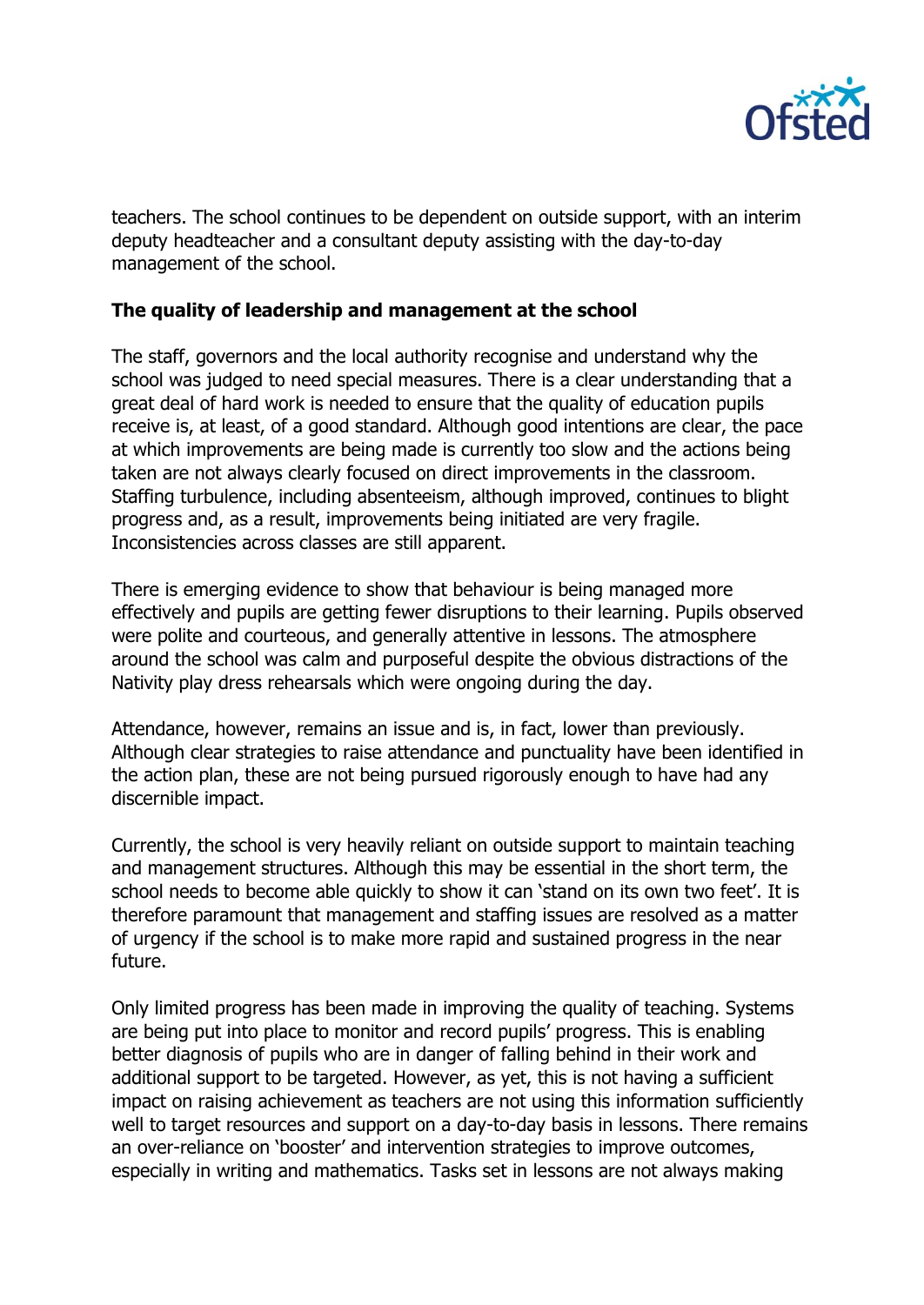teachers. The school continues to be dependent on outside support, with an interim deputy headteacher and a consultant deputy assisting with the day-to-day management of the school.

**The quality of leadership and management at the school**

The staff, governors and the local authority recognise and understand why the school was judged to need special measures. There is a clear understanding that a great deal of hard work is needed to ensure that the quality of education pupils receive is, at least, of a good standard. Although good intentions are clear, the pace at which improvements are being made is currently too slow and the actions being taken are not always clearly focused on direct improvements in the classroom. Staffing turbulence, including absenteeism, although improved, continues to blight progress and, as a result, improvements being initiated are very fragile. Inconsistencies across classes are still apparent.

There is emerging evidence to show that behaviour is being managed more effectively and pupils are getting fewer disruptions to their learning. Pupils observed were polite and courteous, and generally attentive in lessons. The atmosphere around the school was calm and purposeful despite the obvious distractions of the Nativity play dress rehearsals which were ongoing during the day.

Attendance, however, remains an issue and is, in fact, lower than previously. Although clear strategies to raise attendance and punctuality have been identified in the action plan, these are not being pursued rigorously enough to have had any discernible impact.

Currently, the school is very heavily reliant on outside support to maintain teaching and management structures. Although this may be essential in the short term, the school needs to become able quickly to show it can 'stand on its own two feet'. It is therefore paramount that management and staffing issues are resolved as a matter of urgency if the school is to make more rapid and sustained progress in the near future.

Only limited progress has been made in improving the quality of teaching. Systems are being put into place to monitor and record pupils' progress. This is enabling better diagnosis of pupils who are in danger of falling behind in their work and additional support to be targeted. However, as yet, this is not having a sufficient impact on raising achievement as teachers are not using this information sufficiently well to target resources and support on a day-to-day basis in lessons. There remains an over-reliance on 'booster' and intervention strategies to improve outcomes, especially in writing and mathematics. Tasks set in lessons are not always making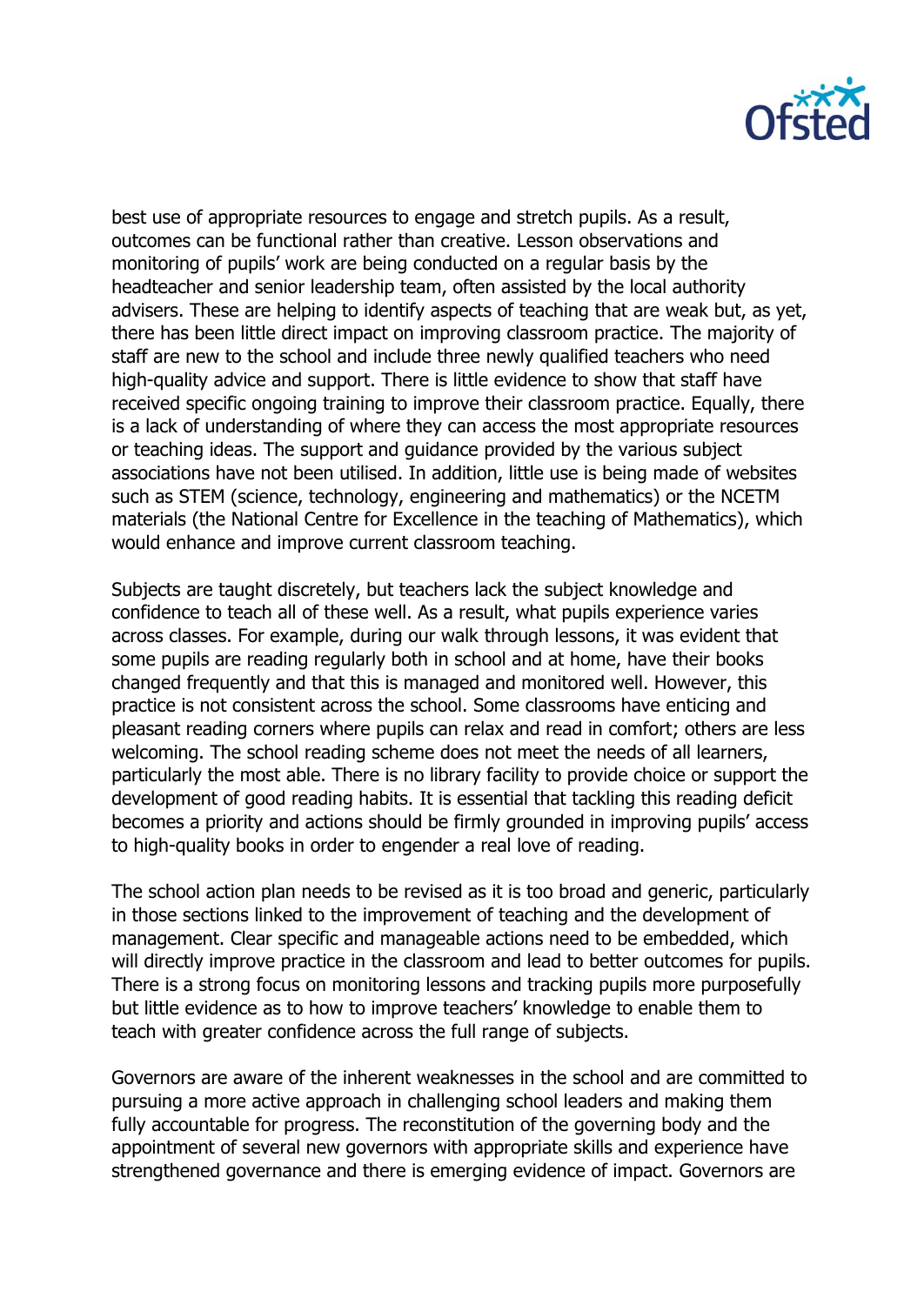best use of appropriate resources to engage and stretch pupils. As a result, outcomes can be functional rather than creative. Lesson observations and monitoring of pupils' work are being conducted on a regular basis by the headteacher and senior leadership team, often assisted by the local authority advisers. These are helping to identify aspects of teaching that are weak but, as yet, there has been little direct impact on improving classroom practice. The majority of staff are new to the school and include three newly qualified teachers who need high-quality advice and support. There is little evidence to show that staff have received specific ongoing training to improve their classroom practice. Equally, there is a lack of understanding of where they can access the most appropriate resources or teaching ideas. The support and guidance provided by the various subject associations have not been utilised. In addition, little use is being made of websites such as STEM (science, technology, engineering and mathematics) or the NCETM materials (the National Centre for Excellence in the teaching of Mathematics), which would enhance and improve current classroom teaching.

Subjects are taught discretely, but teachers lack the subject knowledge and confidence to teach all of these well. As a result, what pupils experience varies across classes. For example, during our walk through lessons, it was evident that some pupils are reading regularly both in school and at home, have their books changed frequently and that this is managed and monitored well. However, this practice is not consistent across the school. Some classrooms have enticing and pleasant reading corners where pupils can relax and read in comfort; others are less welcoming. The school reading scheme does not meet the needs of all learners, particularly the most able. There is no library facility to provide choice or support the development of good reading habits. It is essential that tackling this reading deficit becomes a priority and actions should be firmly grounded in improving pupils' access to high-quality books in order to engender a real love of reading.

The school action plan needs to be revised as it is too broad and generic, particularly in those sections linked to the improvement of teaching and the development of management. Clear specific and manageable actions need to be embedded, which will directly improve practice in the classroom and lead to better outcomes for pupils. There is a strong focus on monitoring lessons and tracking pupils more purposefully but little evidence as to how to improve teachers' knowledge to enable them to teach with greater confidence across the full range of subjects.

Governors are aware of the inherent weaknesses in the school and are committed to pursuing a more active approach in challenging school leaders and making them fully accountable for progress. The reconstitution of the governing body and the appointment of several new governors with appropriate skills and experience have strengthened governance and there is emerging evidence of impact. Governors are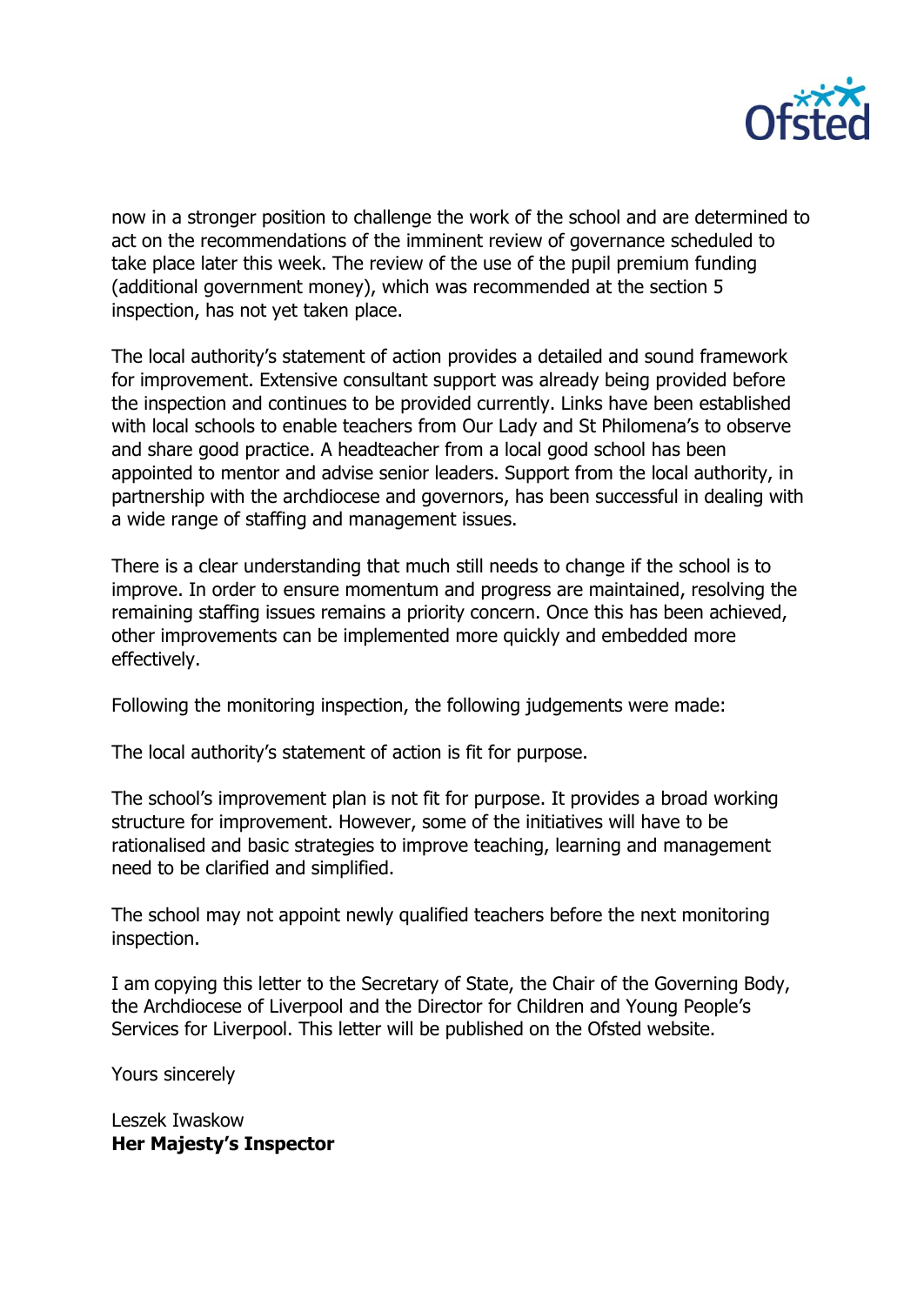now in a stronger position to challenge the work of the school and are determined to act on the recommendations of the imminent review of governance scheduled to take place later this week. The review of the use of the pupil premium funding (additional government money), which was recommended at the section 5 inspection, has not yet taken place.

The local authority's statement of action provides a detailed and sound framework for improvement. Extensive consultant support was already being provided before the inspection and continues to be provided currently. Links have been established with local schools to enable teachers from Our Lady and St Philomena's to observe and share good practice. A headteacher from a local good school has been appointed to mentor and advise senior leaders. Support from the local authority, in partnership with the archdiocese and governors, has been successful in dealing with a wide range of staffing and management issues.

There is a clear understanding that much still needs to change if the school is to improve. In order to ensure momentum and progress are maintained, resolving the remaining staffing issues remains a priority concern. Once this has been achieved, other improvements can be implemented more quickly and embedded more effectively.

Following the monitoring inspection, the following judgements were made:

The local authority's statement of action is fit for purpose.

The school's improvement plan is not fit for purpose. It provides a broad working structure for improvement. However, some of the initiatives will have to be rationalised and basic strategies to improve teaching, learning and management need to be clarified and simplified.

The school may not appoint newly qualified teachers before the next monitoring inspection.

I am copying this letter to the Secretary of State, the Chair of the Governing Body, the Archdiocese of Liverpool and the Director for Children and Young People's Services for Liverpool. This letter will be published on the Ofsted website.

Yours sincerely

Leszek Iwaskow
**Her Majesty's Inspector**